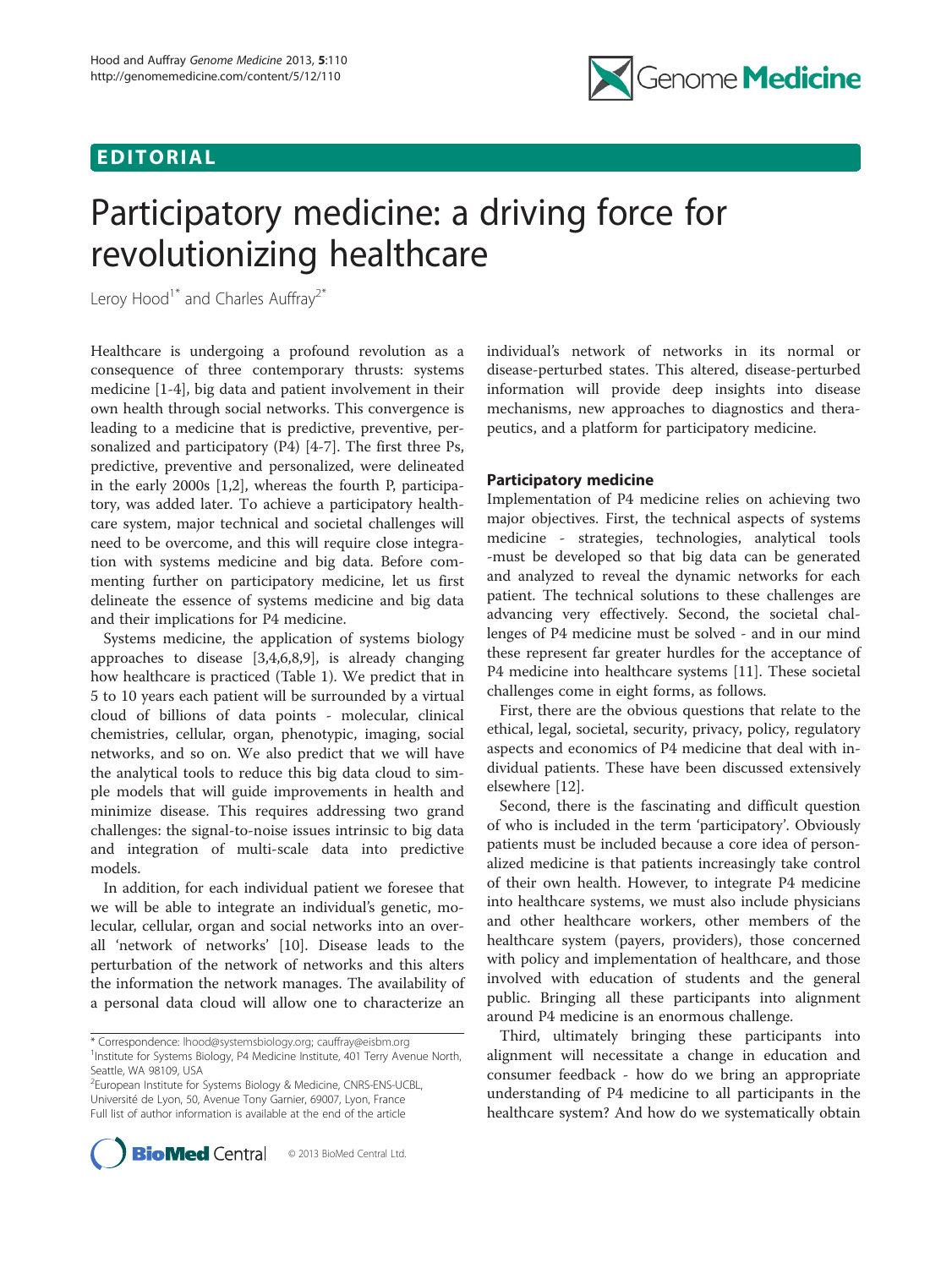## EDITORIAL

# Participatory medicine: a driving force for revolutionizing healthcare

Leroy Hood[1*] and Charles Auffray[2*]

Healthcare is undergoing a profound revolution as a consequence of three contemporary thrusts: systems medicine [1-4], big data and patient involvement in their own health through social networks. This convergence is leading to a medicine that is predictive, preventive, personalized and participatory (P4) [4-7]. The first three Ps, predictive, preventive and personalized, were delineated in the early 2000s [1,2], whereas the fourth P, participatory, was added later. To achieve a participatory healthcare system, major technical and societal challenges will need to be overcome, and this will require close integration with systems medicine and big data. Before commenting further on participatory medicine, let us first delineate the essence of systems medicine and big data and their implications for P4 medicine.

Systems medicine, the application of systems biology approaches to disease [3,4,6,8,9], is already changing how healthcare is practiced (Table 1). We predict that in 5 to 10 years each patient will be surrounded by a virtual cloud of billions of data points - molecular, clinical chemistries, cellular, organ, phenotypic, imaging, social networks, and so on. We also predict that we will have the analytical tools to reduce this big data cloud to simple models that will guide improvements in health and minimize disease. This requires addressing two grand challenges: the signal-to-noise issues intrinsic to big data and integration of multi-scale data into predictive models.

In addition, for each individual patient we foresee that we will be able to integrate an individual's genetic, molecular, cellular, organ and social networks into an overall 'network of networks' [10]. Disease leads to the perturbation of the network of networks and this alters the information the network manages. The availability of a personal data cloud will allow one to characterize an individual's network of networks in its normal or disease-perturbed states. This altered, disease-perturbed information will provide deep insights into disease mechanisms, new approaches to diagnostics and therapeutics, and a platform for participatory medicine.

## Participatory medicine

Implementation of P4 medicine relies on achieving two major objectives. First, the technical aspects of systems medicine - strategies, technologies, analytical tools -must be developed so that big data can be generated and analyzed to reveal the dynamic networks for each patient. The technical solutions to these challenges are advancing very effectively. Second, the societal challenges of P4 medicine must be solved - and in our mind these represent far greater hurdles for the acceptance of P4 medicine into healthcare systems [11]. These societal challenges come in eight forms, as follows.

First, there are the obvious questions that relate to the ethical, legal, societal, security, privacy, policy, regulatory aspects and economics of P4 medicine that deal with individual patients. These have been discussed extensively elsewhere [12].

Second, there is the fascinating and difficult question of who is included in the term 'participatory'. Obviously patients must be included because a core idea of personalized medicine is that patients increasingly take control of their own health. However, to integrate P4 medicine into healthcare systems, we must also include physicians and other healthcare workers, other members of the healthcare system (payers, providers), those concerned with policy and implementation of healthcare, and those involved with education of students and the general public. Bringing all these participants into alignment around P4 medicine is an enormous challenge.

Third, ultimately bringing these participants into alignment will necessitate a change in education and consumer feedback - how do we bring an appropriate understanding of P4 medicine to all participants in the healthcare system? And how do we systematically obtain

\* Correspondence: lhood@systemsbiology.org; cauffray@eisbm.org
[1]Institute for Systems Biology, P4 Medicine Institute, 401 Terry Avenue North, Seattle, WA 98109, USA
[2]European Institute for Systems Biology & Medicine, CNRS-ENS-UCBL, Université de Lyon, 50, Avenue Tony Garnier, 69007, Lyon, France
Full list of author information is available at the end of the article

© 2013 BioMed Central Ltd.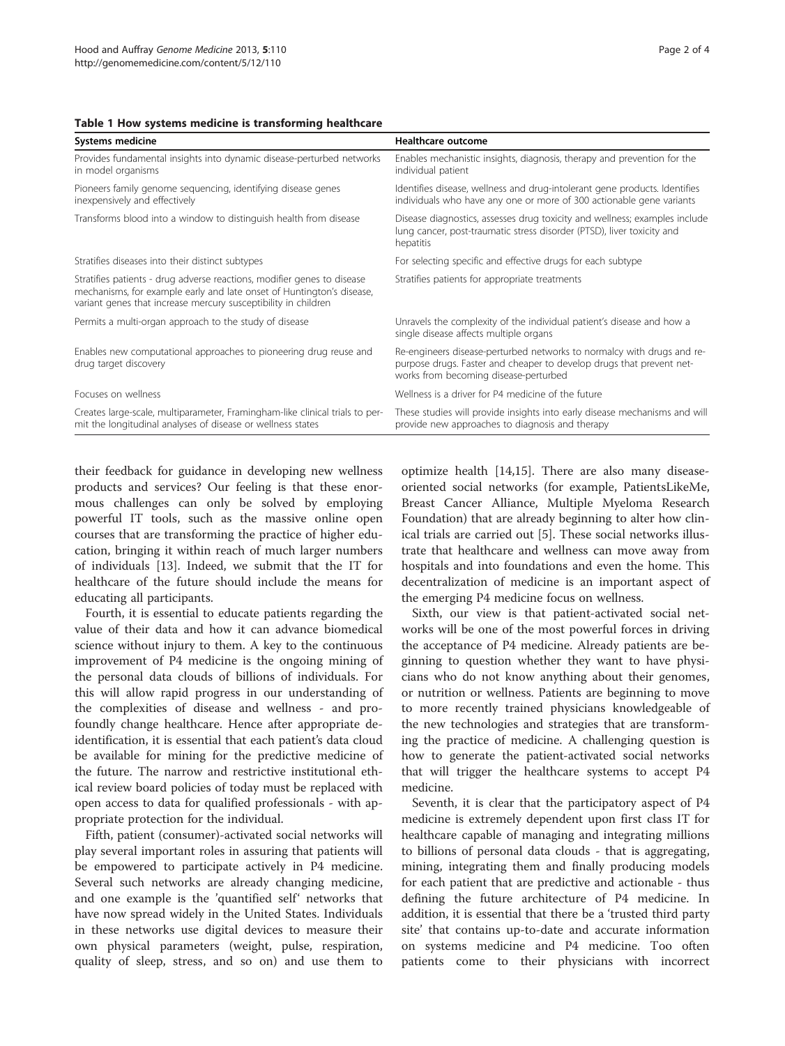**Table 1 How systems medicine is transforming healthcare**

| Systems medicine | Healthcare outcome |
| --- | --- |
| Provides fundamental insights into dynamic disease-perturbed networks in model organisms | Enables mechanistic insights, diagnosis, therapy and prevention for the individual patient |
| Pioneers family genome sequencing, identifying disease genes inexpensively and effectively | Identifies disease, wellness and drug-intolerant gene products. Identifies individuals who have any one or more of 300 actionable gene variants |
| Transforms blood into a window to distinguish health from disease | Disease diagnostics, assesses drug toxicity and wellness; examples include lung cancer, post-traumatic stress disorder (PTSD), liver toxicity and hepatitis |
| Stratifies diseases into their distinct subtypes | For selecting specific and effective drugs for each subtype |
| Stratifies patients - drug adverse reactions, modifier genes to disease mechanisms, for example early and late onset of Huntington's disease, variant genes that increase mercury susceptibility in children | Stratifies patients for appropriate treatments |
| Permits a multi-organ approach to the study of disease | Unravels the complexity of the individual patient's disease and how a single disease affects multiple organs |
| Enables new computational approaches to pioneering drug reuse and drug target discovery | Re-engineers disease-perturbed networks to normalcy with drugs and re-purpose drugs. Faster and cheaper to develop drugs that prevent networks from becoming disease-perturbed |
| Focuses on wellness | Wellness is a driver for P4 medicine of the future |
| Creates large-scale, multiparameter, Framingham-like clinical trials to permit the longitudinal analyses of disease or wellness states | These studies will provide insights into early disease mechanisms and will provide new approaches to diagnosis and therapy |

their feedback for guidance in developing new wellness products and services? Our feeling is that these enormous challenges can only be solved by employing powerful IT tools, such as the massive online open courses that are transforming the practice of higher education, bringing it within reach of much larger numbers of individuals [13]. Indeed, we submit that the IT for healthcare of the future should include the means for educating all participants.

Fourth, it is essential to educate patients regarding the value of their data and how it can advance biomedical science without injury to them. A key to the continuous improvement of P4 medicine is the ongoing mining of the personal data clouds of billions of individuals. For this will allow rapid progress in our understanding of the complexities of disease and wellness - and profoundly change healthcare. Hence after appropriate de-identification, it is essential that each patient's data cloud be available for mining for the predictive medicine of the future. The narrow and restrictive institutional ethical review board policies of today must be replaced with open access to data for qualified professionals - with appropriate protection for the individual.

Fifth, patient (consumer)-activated social networks will play several important roles in assuring that patients will be empowered to participate actively in P4 medicine. Several such networks are already changing medicine, and one example is the 'quantified self' networks that have now spread widely in the United States. Individuals in these networks use digital devices to measure their own physical parameters (weight, pulse, respiration, quality of sleep, stress, and so on) and use them to optimize health [14,15]. There are also many disease-oriented social networks (for example, PatientsLikeMe, Breast Cancer Alliance, Multiple Myeloma Research Foundation) that are already beginning to alter how clinical trials are carried out [5]. These social networks illustrate that healthcare and wellness can move away from hospitals and into foundations and even the home. This decentralization of medicine is an important aspect of the emerging P4 medicine focus on wellness.

Sixth, our view is that patient-activated social networks will be one of the most powerful forces in driving the acceptance of P4 medicine. Already patients are beginning to question whether they want to have physicians who do not know anything about their genomes, or nutrition or wellness. Patients are beginning to move to more recently trained physicians knowledgeable of the new technologies and strategies that are transforming the practice of medicine. A challenging question is how to generate the patient-activated social networks that will trigger the healthcare systems to accept P4 medicine.

Seventh, it is clear that the participatory aspect of P4 medicine is extremely dependent upon first class IT for healthcare capable of managing and integrating millions to billions of personal data clouds - that is aggregating, mining, integrating them and finally producing models for each patient that are predictive and actionable - thus defining the future architecture of P4 medicine. In addition, it is essential that there be a 'trusted third party site' that contains up-to-date and accurate information on systems medicine and P4 medicine. Too often patients come to their physicians with incorrect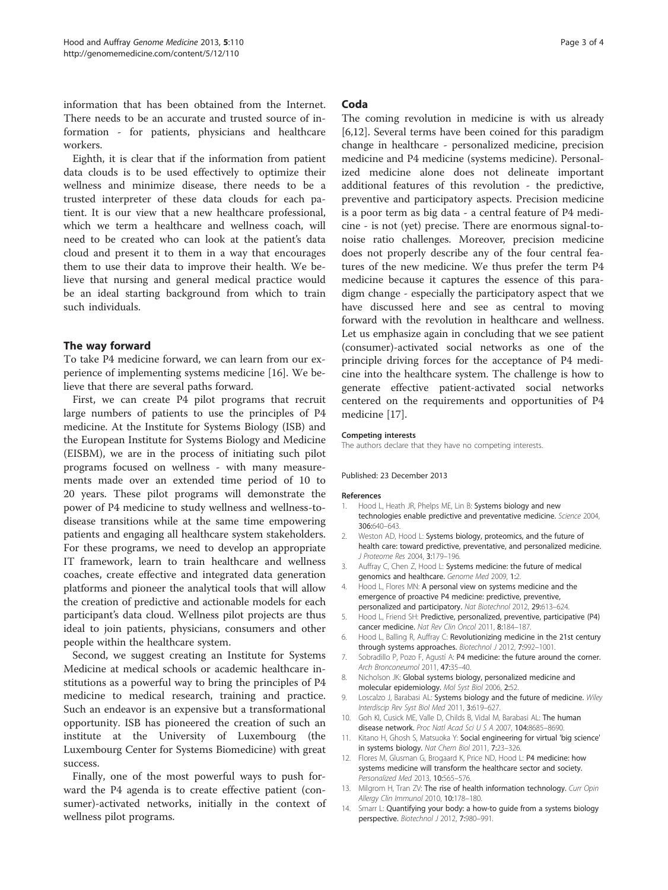information that has been obtained from the Internet. There needs to be an accurate and trusted source of information - for patients, physicians and healthcare workers.

Eighth, it is clear that if the information from patient data clouds is to be used effectively to optimize their wellness and minimize disease, there needs to be a trusted interpreter of these data clouds for each patient. It is our view that a new healthcare professional, which we term a healthcare and wellness coach, will need to be created who can look at the patient's data cloud and present it to them in a way that encourages them to use their data to improve their health. We believe that nursing and general medical practice would be an ideal starting background from which to train such individuals.

## The way forward

To take P4 medicine forward, we can learn from our experience of implementing systems medicine [16]. We believe that there are several paths forward.

First, we can create P4 pilot programs that recruit large numbers of patients to use the principles of P4 medicine. At the Institute for Systems Biology (ISB) and the European Institute for Systems Biology and Medicine (EISBM), we are in the process of initiating such pilot programs focused on wellness - with many measurements made over an extended time period of 10 to 20 years. These pilot programs will demonstrate the power of P4 medicine to study wellness and wellness-to-disease transitions while at the same time empowering patients and engaging all healthcare system stakeholders. For these programs, we need to develop an appropriate IT framework, learn to train healthcare and wellness coaches, create effective and integrated data generation platforms and pioneer the analytical tools that will allow the creation of predictive and actionable models for each participant's data cloud. Wellness pilot projects are thus ideal to join patients, physicians, consumers and other people within the healthcare system.

Second, we suggest creating an Institute for Systems Medicine at medical schools or academic healthcare institutions as a powerful way to bring the principles of P4 medicine to medical research, training and practice. Such an endeavor is an expensive but a transformational opportunity. ISB has pioneered the creation of such an institute at the University of Luxembourg (the Luxembourg Center for Systems Biomedicine) with great success.

Finally, one of the most powerful ways to push forward the P4 agenda is to create effective patient (consumer)-activated networks, initially in the context of wellness pilot programs.

## Coda

The coming revolution in medicine is with us already [6,12]. Several terms have been coined for this paradigm change in healthcare - personalized medicine, precision medicine and P4 medicine (systems medicine). Personalized medicine alone does not delineate important additional features of this revolution - the predictive, preventive and participatory aspects. Precision medicine is a poor term as big data - a central feature of P4 medicine - is not (yet) precise. There are enormous signal-to-noise ratio challenges. Moreover, precision medicine does not properly describe any of the four central features of the new medicine. We thus prefer the term P4 medicine because it captures the essence of this paradigm change - especially the participatory aspect that we have discussed here and see as central to moving forward with the revolution in healthcare and wellness. Let us emphasize again in concluding that we see patient (consumer)-activated social networks as one of the principle driving forces for the acceptance of P4 medicine into the healthcare system. The challenge is how to generate effective patient-activated social networks centered on the requirements and opportunities of P4 medicine [17].

#### Competing interests

The authors declare that they have no competing interests.

Published: 23 December 2013

#### References

1. Hood L, Heath JR, Phelps ME, Lin B: Systems biology and new technologies enable predictive and preventative medicine. *Science* 2004, **306**:640–643.
2. Weston AD, Hood L: Systems biology, proteomics, and the future of health care: toward predictive, preventative, and personalized medicine. *J Proteome Res* 2004, **3**:179–196.
3. Auffray C, Chen Z, Hood L: Systems medicine: the future of medical genomics and healthcare. *Genome Med* 2009, **1**:2.
4. Hood L, Flores MN: A personal view on systems medicine and the emergence of proactive P4 medicine: predictive, preventive, personalized and participatory. *Nat Biotechnol* 2012, **29**:613–624.
5. Hood L, Friend SH: Predictive, personalized, preventive, participative (P4) cancer medicine. *Nat Rev Clin Oncol* 2011, **8**:184–187.
6. Hood L, Balling R, Auffray C: Revolutionizing medicine in the 21st century through systems approaches. *Biotechnol J* 2012, **7**:992–1001.
7. Sobradillo P, Pozo F, Agustí A: P4 medicine: the future around the corner. *Arch Bronconeumol* 2011, **47**:35–40.
8. Nicholson JK: Global systems biology, personalized medicine and molecular epidemiology. *Mol Syst Biol* 2006, **2**:52.
9. Loscalzo J, Barabasi AL: Systems biology and the future of medicine. *Wiley Interdiscip Rev Syst Biol Med* 2011, **3**:619–627.
10. Goh KI, Cusick ME, Valle D, Childs B, Vidal M, Barabasi AL: The human disease network. *Proc Natl Acad Sci U S A* 2007, **104**:8685–8690.
11. Kitano H, Ghosh S, Matsuoka Y: Social engineering for virtual 'big science' in systems biology. *Nat Chem Biol* 2011, **7**:23–326.
12. Flores M, Glusman G, Brogaard K, Price ND, Hood L: P4 medicine: how systems medicine will transform the healthcare sector and society. *Personalized Med* 2013, **10**:565–576.
13. Milgrom H, Tran ZV: The rise of health information technology. *Curr Opin Allergy Clin Immunol* 2010, **10**:178–180.
14. Smarr L: Quantifying your body: a how-to guide from a systems biology perspective. *Biotechnol J* 2012, **7**:980–991.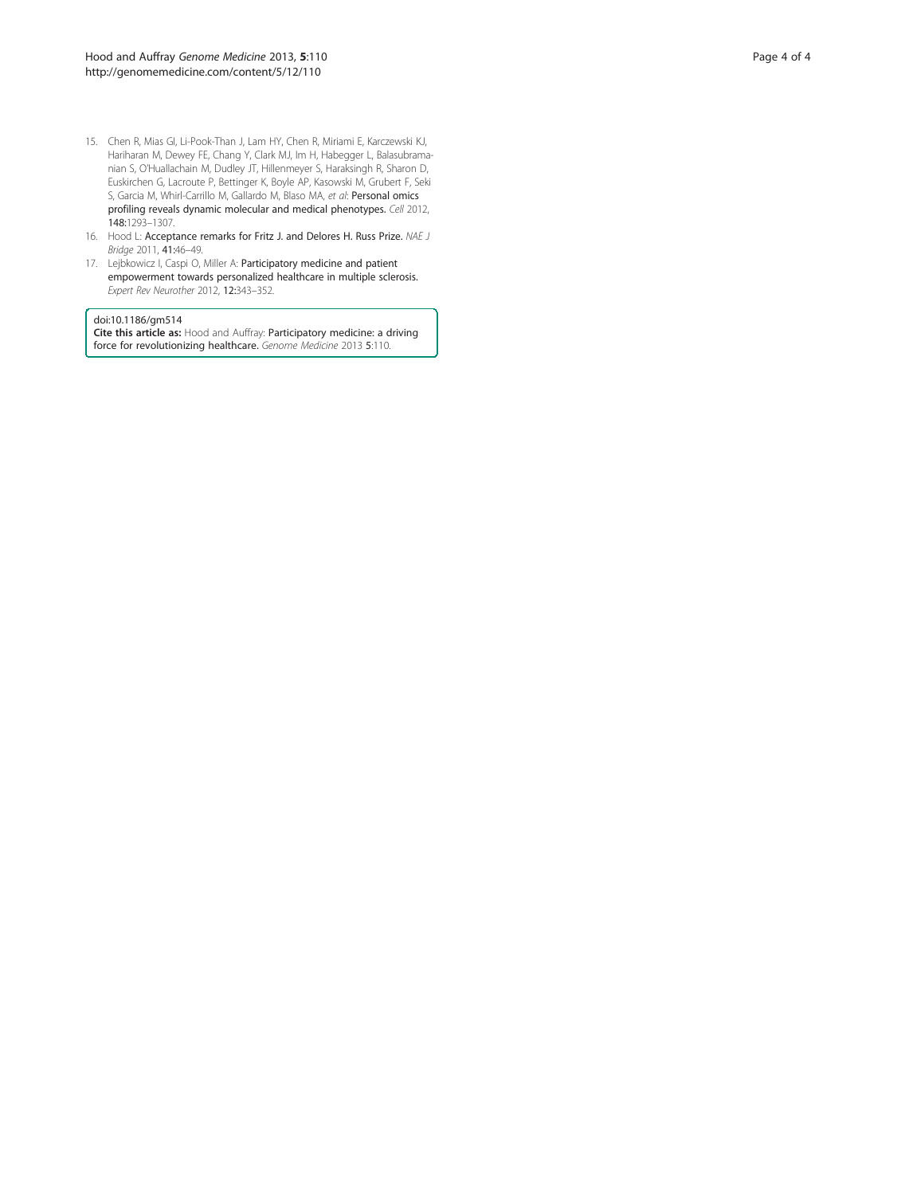15. Chen R, Mias GI, Li-Pook-Than J, Lam HY, Chen R, Miriami E, Karczewski KJ, Hariharan M, Dewey FE, Chang Y, Clark MJ, Im H, Habegger L, Balasubramanian S, O'Huallachain M, Dudley JT, Hillenmeyer S, Haraksingh R, Sharon D, Euskirchen G, Lacroute P, Bettinger K, Boyle AP, Kasowski M, Grubert F, Seki S, Garcia M, Whirl-Carrillo M, Gallardo M, Blaso MA, *et al*: **Personal omics profiling reveals dynamic molecular and medical phenotypes.** *Cell* 2012, **148**:1293–1307.
16. Hood L: **Acceptance remarks for Fritz J. and Delores H. Russ Prize.** *NAE J Bridge* 2011, **41**:46–49.
17. Lejbkowicz I, Caspi O, Miller A: **Participatory medicine and patient empowerment towards personalized healthcare in multiple sclerosis.** *Expert Rev Neurother* 2012, **12**:343–352.

doi:10.1186/gm514
**Cite this article as:** Hood and Auffray: **Participatory medicine: a driving force for revolutionizing healthcare.** *Genome Medicine* 2013 **5**:110.